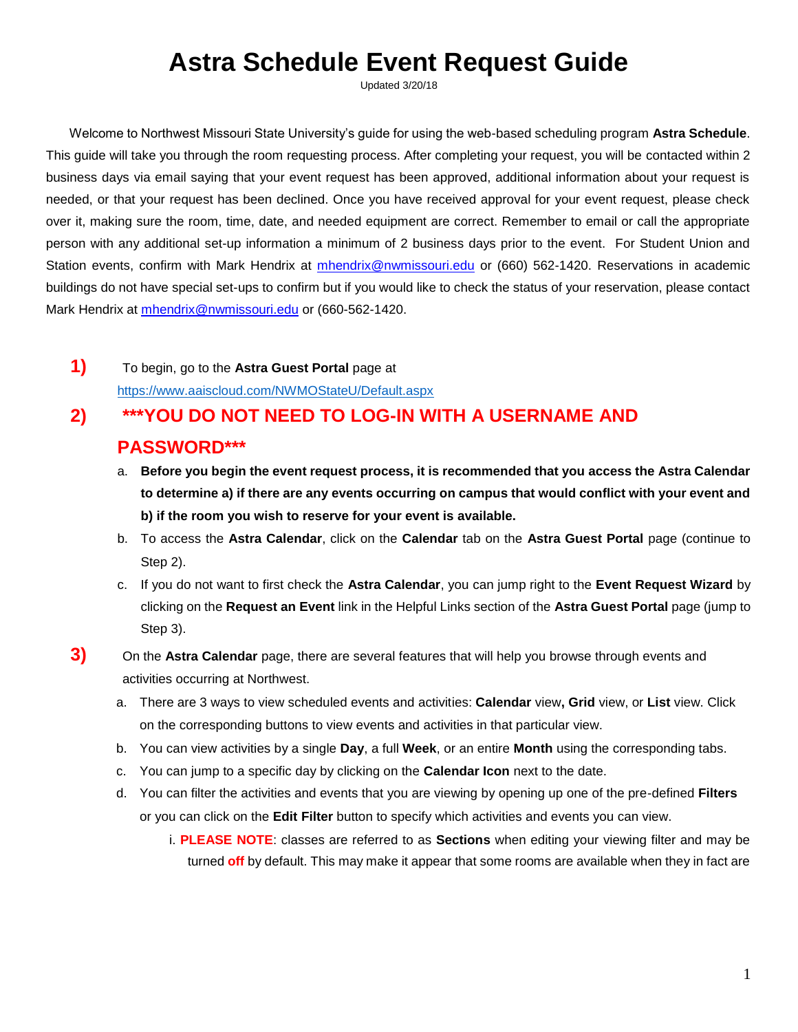# Astra Schedule Event Request Guide

Updated 3/20/18

Welcome to Northwest Missouri State University's guide for using the web-based scheduling program **Astra Schedule**. This guide will take you through the room requesting process. After completing your request, you will be contacted within 2 business days via email saying that your event request has been approved, additional information about your request is needed, or that your request has been declined. Once you have received approval for your event request, please check over it, making sure the room, time, date, and needed equipment are correct. Remember to email or call the appropriate person with any additional set-up information a minimum of 2 business days prior to the event. For Student Union and Station events, confirm with Mark Hendrix at mhendrix@nwmissouri.edu or (660) 562-1420. Reservations in academic buildings do not have special set-ups to confirm but if you would like to check the status of your reservation, please contact Mark Hendrix at mhendrix@nwmissouri.edu or (660-562-1420.

**1)** To begin, go to the **Astra Guest Portal** page at https://www.aaiscloud.com/NWMOStateU/Default.aspx

**2)** **\*\*\*YOU DO NOT NEED TO LOG-IN WITH A USERNAME AND PASSWORD\*\*\***

   a. **Before you begin the event request process, it is recommended that you access the Astra Calendar to determine a) if there are any events occurring on campus that would conflict with your event and b) if the room you wish to reserve for your event is available.**

   b. To access the **Astra Calendar**, click on the **Calendar** tab on the **Astra Guest Portal** page (continue to Step 2).

   c. If you do not want to first check the **Astra Calendar**, you can jump right to the **Event Request Wizard** by clicking on the **Request an Event** link in the Helpful Links section of the **Astra Guest Portal** page (jump to Step 3).

**3)** On the **Astra Calendar** page, there are several features that will help you browse through events and activities occurring at Northwest.

   a. There are 3 ways to view scheduled events and activities: **Calendar** view**, Grid** view, or **List** view. Click on the corresponding buttons to view events and activities in that particular view.

   b. You can view activities by a single **Day**, a full **Week**, or an entire **Month** using the corresponding tabs.

   c. You can jump to a specific day by clicking on the **Calendar Icon** next to the date.

   d. You can filter the activities and events that you are viewing by opening up one of the pre-defined **Filters** or you can click on the **Edit Filter** button to specify which activities and events you can view.

      i. **PLEASE NOTE**: classes are referred to as **Sections** when editing your viewing filter and may be turned **off** by default. This may make it appear that some rooms are available when they in fact are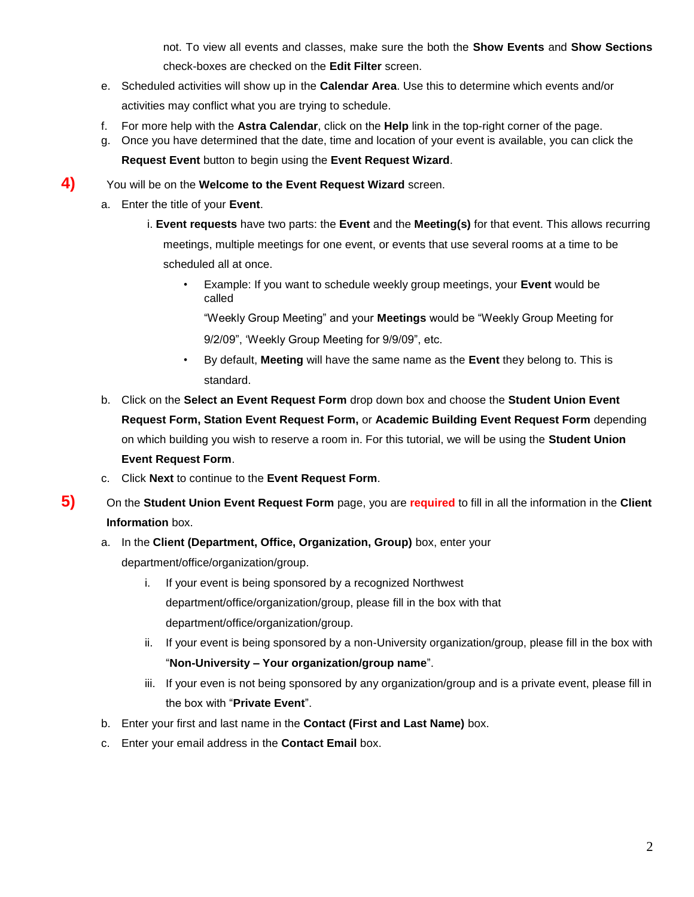not. To view all events and classes, make sure the both the **Show Events** and **Show Sections** check-boxes are checked on the **Edit Filter** screen.

e. Scheduled activities will show up in the **Calendar Area**. Use this to determine which events and/or activities may conflict what you are trying to schedule.
f. For more help with the **Astra Calendar**, click on the **Help** link in the top-right corner of the page.
g. Once you have determined that the date, time and location of your event is available, you can click the **Request Event** button to begin using the **Event Request Wizard**.

**4)** You will be on the **Welcome to the Event Request Wizard** screen.

a. Enter the title of your **Event**.
   i. **Event requests** have two parts: the **Event** and the **Meeting(s)** for that event. This allows recurring meetings, multiple meetings for one event, or events that use several rooms at a time to be scheduled all at once.
      - Example: If you want to schedule weekly group meetings, your **Event** would be called "Weekly Group Meeting" and your **Meetings** would be "Weekly Group Meeting for 9/2/09", 'Weekly Group Meeting for 9/9/09", etc.
      - By default, **Meeting** will have the same name as the **Event** they belong to. This is standard.
b. Click on the **Select an Event Request Form** drop down box and choose the **Student Union Event Request Form, Station Event Request Form,** or **Academic Building Event Request Form** depending on which building you wish to reserve a room in. For this tutorial, we will be using the **Student Union Event Request Form**.
c. Click **Next** to continue to the **Event Request Form**.

**5)** On the **Student Union Event Request Form** page, you are **required** to fill in all the information in the **Client Information** box.

a. In the **Client (Department, Office, Organization, Group)** box, enter your department/office/organization/group.
   i. If your event is being sponsored by a recognized Northwest department/office/organization/group, please fill in the box with that department/office/organization/group.
   ii. If your event is being sponsored by a non-University organization/group, please fill in the box with "**Non-University – Your organization/group name**".
   iii. If your even is not being sponsored by any organization/group and is a private event, please fill in the box with "**Private Event**".
b. Enter your first and last name in the **Contact (First and Last Name)** box.
c. Enter your email address in the **Contact Email** box.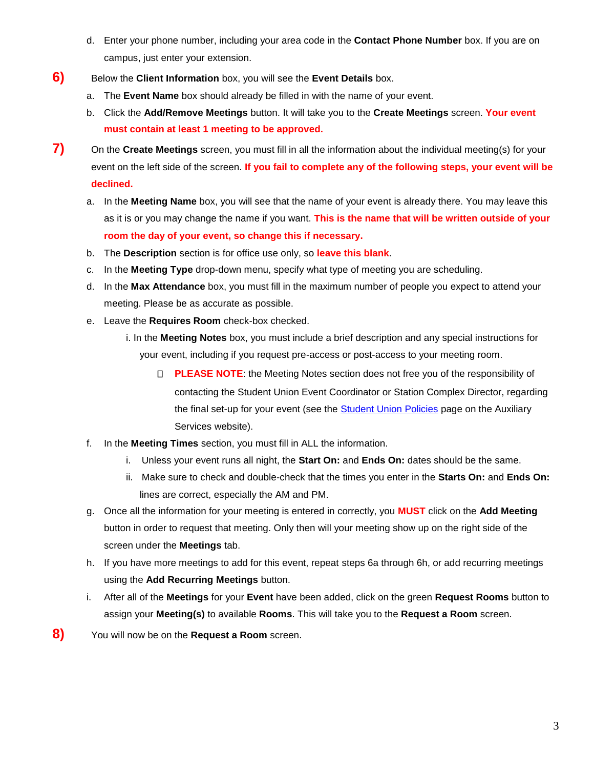d. Enter your phone number, including your area code in the **Contact Phone Number** box. If you are on campus, just enter your extension.

**6)** Below the **Client Information** box, you will see the **Event Details** box.

a. The **Event Name** box should already be filled in with the name of your event.

b. Click the **Add/Remove Meetings** button. It will take you to the **Create Meetings** screen. **Your event must contain at least 1 meeting to be approved.**

**7)** On the **Create Meetings** screen, you must fill in all the information about the individual meeting(s) for your event on the left side of the screen. **If you fail to complete any of the following steps, your event will be declined.**

a. In the **Meeting Name** box, you will see that the name of your event is already there. You may leave this as it is or you may change the name if you want. **This is the name that will be written outside of your room the day of your event, so change this if necessary.**

b. The **Description** section is for office use only, so **leave this blank**.

c. In the **Meeting Type** drop-down menu, specify what type of meeting you are scheduling.

d. In the **Max Attendance** box, you must fill in the maximum number of people you expect to attend your meeting. Please be as accurate as possible.

e. Leave the **Requires Room** check-box checked.

   i. In the **Meeting Notes** box, you must include a brief description and any special instructions for your event, including if you request pre-access or post-access to your meeting room.

   - **PLEASE NOTE**: the Meeting Notes section does not free you of the responsibility of contacting the Student Union Event Coordinator or Station Complex Director, regarding the final set-up for your event (see the Student Union Policies page on the Auxiliary Services website).

f. In the **Meeting Times** section, you must fill in ALL the information.

   i. Unless your event runs all night, the **Start On:** and **Ends On:** dates should be the same.

   ii. Make sure to check and double-check that the times you enter in the **Starts On:** and **Ends On:** lines are correct, especially the AM and PM.

g. Once all the information for your meeting is entered in correctly, you **MUST** click on the **Add Meeting** button in order to request that meeting. Only then will your meeting show up on the right side of the screen under the **Meetings** tab.

h. If you have more meetings to add for this event, repeat steps 6a through 6h, or add recurring meetings using the **Add Recurring Meetings** button.

i. After all of the **Meetings** for your **Event** have been added, click on the green **Request Rooms** button to assign your **Meeting(s)** to available **Rooms**. This will take you to the **Request a Room** screen.

**8)** You will now be on the **Request a Room** screen.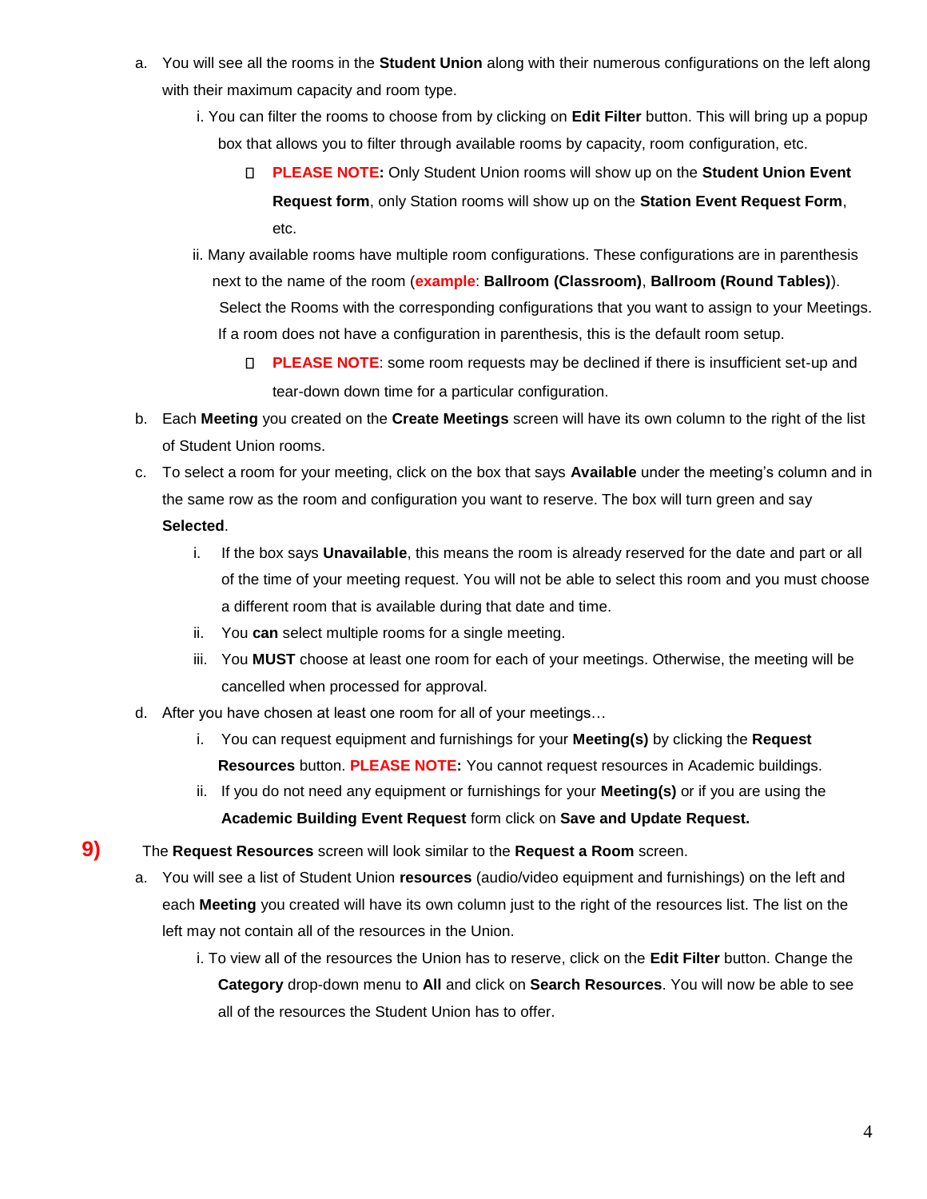a. You will see all the rooms in the **Student Union** along with their numerous configurations on the left along with their maximum capacity and room type.

   i. You can filter the rooms to choose from by clicking on **Edit Filter** button. This will bring up a popup box that allows you to filter through available rooms by capacity, room configuration, etc.

      - **PLEASE NOTE:** Only Student Union rooms will show up on the **Student Union Event Request form**, only Station rooms will show up on the **Station Event Request Form**, etc.

   ii. Many available rooms have multiple room configurations. These configurations are in parenthesis next to the name of the room (**example**: **Ballroom (Classroom)**, **Ballroom (Round Tables)**). Select the Rooms with the corresponding configurations that you want to assign to your Meetings. If a room does not have a configuration in parenthesis, this is the default room setup.

      - **PLEASE NOTE**: some room requests may be declined if there is insufficient set-up and tear-down down time for a particular configuration.

b. Each **Meeting** you created on the **Create Meetings** screen will have its own column to the right of the list of Student Union rooms.

c. To select a room for your meeting, click on the box that says **Available** under the meeting's column and in the same row as the room and configuration you want to reserve. The box will turn green and say **Selected**.

   i. If the box says **Unavailable**, this means the room is already reserved for the date and part or all of the time of your meeting request. You will not be able to select this room and you must choose a different room that is available during that date and time.

   ii. You **can** select multiple rooms for a single meeting.

   iii. You **MUST** choose at least one room for each of your meetings. Otherwise, the meeting will be cancelled when processed for approval.

d. After you have chosen at least one room for all of your meetings…

   i. You can request equipment and furnishings for your **Meeting(s)** by clicking the **Request Resources** button. **PLEASE NOTE:** You cannot request resources in Academic buildings.

   ii. If you do not need any equipment or furnishings for your **Meeting(s)** or if you are using the **Academic Building Event Request** form click on **Save and Update Request.**

**9)** The **Request Resources** screen will look similar to the **Request a Room** screen.

a. You will see a list of Student Union **resources** (audio/video equipment and furnishings) on the left and each **Meeting** you created will have its own column just to the right of the resources list. The list on the left may not contain all of the resources in the Union.

   i. To view all of the resources the Union has to reserve, click on the **Edit Filter** button. Change the **Category** drop-down menu to **All** and click on **Search Resources**. You will now be able to see all of the resources the Student Union has to offer.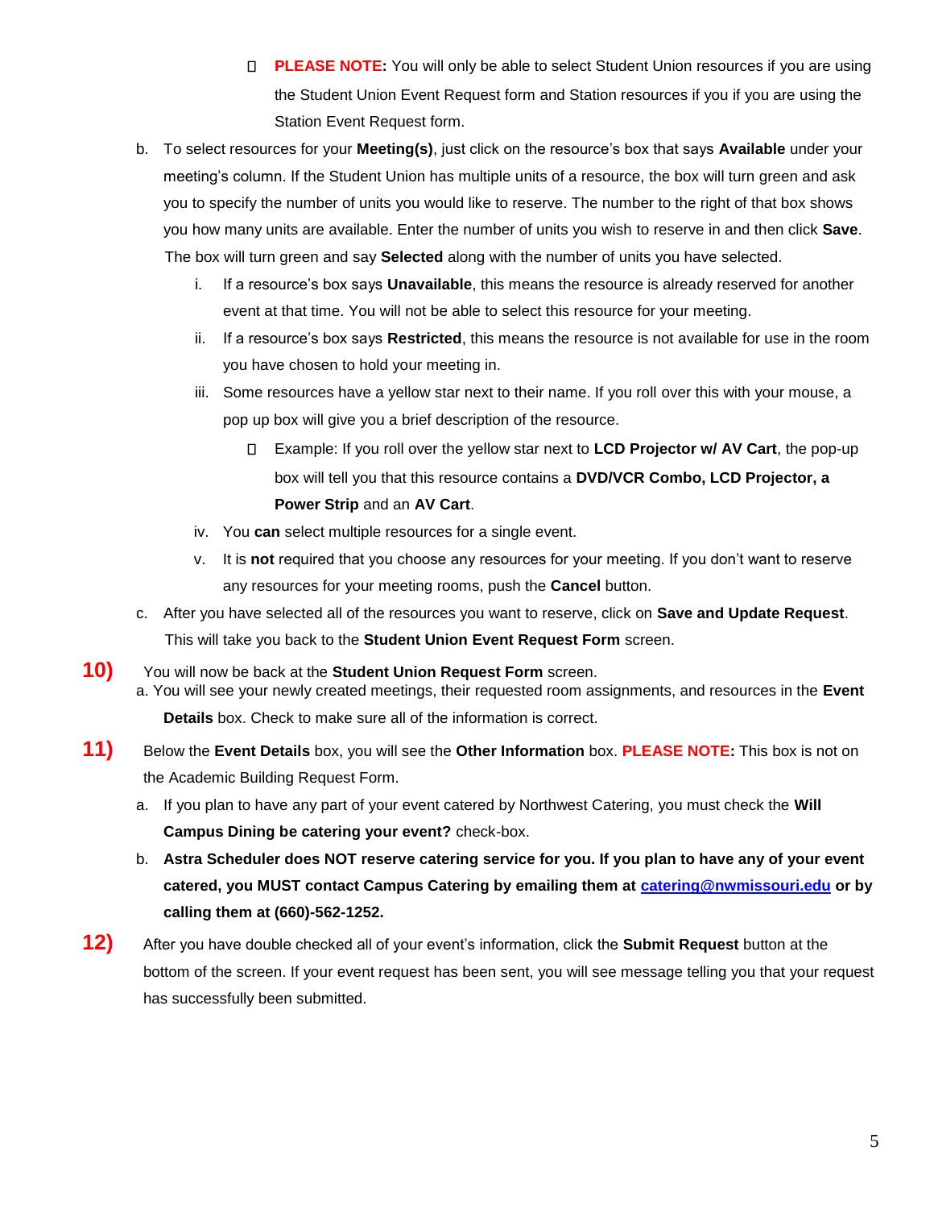- **PLEASE NOTE:** You will only be able to select Student Union resources if you are using the Student Union Event Request form and Station resources if you if you are using the Station Event Request form.

b. To select resources for your **Meeting(s)**, just click on the resource's box that says **Available** under your meeting's column. If the Student Union has multiple units of a resource, the box will turn green and ask you to specify the number of units you would like to reserve. The number to the right of that box shows you how many units are available. Enter the number of units you wish to reserve in and then click **Save**. The box will turn green and say **Selected** along with the number of units you have selected.

   i. If a resource's box says **Unavailable**, this means the resource is already reserved for another event at that time. You will not be able to select this resource for your meeting.

   ii. If a resource's box says **Restricted**, this means the resource is not available for use in the room you have chosen to hold your meeting in.

   iii. Some resources have a yellow star next to their name. If you roll over this with your mouse, a pop up box will give you a brief description of the resource.

      - Example: If you roll over the yellow star next to **LCD Projector w/ AV Cart**, the pop-up box will tell you that this resource contains a **DVD/VCR Combo, LCD Projector, a Power Strip** and an **AV Cart**.

   iv. You **can** select multiple resources for a single event.

   v. It is **not** required that you choose any resources for your meeting. If you don't want to reserve any resources for your meeting rooms, push the **Cancel** button.

c. After you have selected all of the resources you want to reserve, click on **Save and Update Request**. This will take you back to the **Student Union Event Request Form** screen.

**10)** You will now be back at the **Student Union Request Form** screen.

a. You will see your newly created meetings, their requested room assignments, and resources in the **Event Details** box. Check to make sure all of the information is correct.

**11)** Below the **Event Details** box, you will see the **Other Information** box. **PLEASE NOTE:** This box is not on the Academic Building Request Form.

a. If you plan to have any part of your event catered by Northwest Catering, you must check the **Will Campus Dining be catering your event?** check-box.

b. **Astra Scheduler does NOT reserve catering service for you. If you plan to have any of your event catered, you MUST contact Campus Catering by emailing them at [catering@nwmissouri.edu](mailto:catering@nwmissouri.edu) or by calling them at (660)-562-1252.**

**12)** After you have double checked all of your event's information, click the **Submit Request** button at the bottom of the screen. If your event request has been sent, you will see message telling you that your request has successfully been submitted.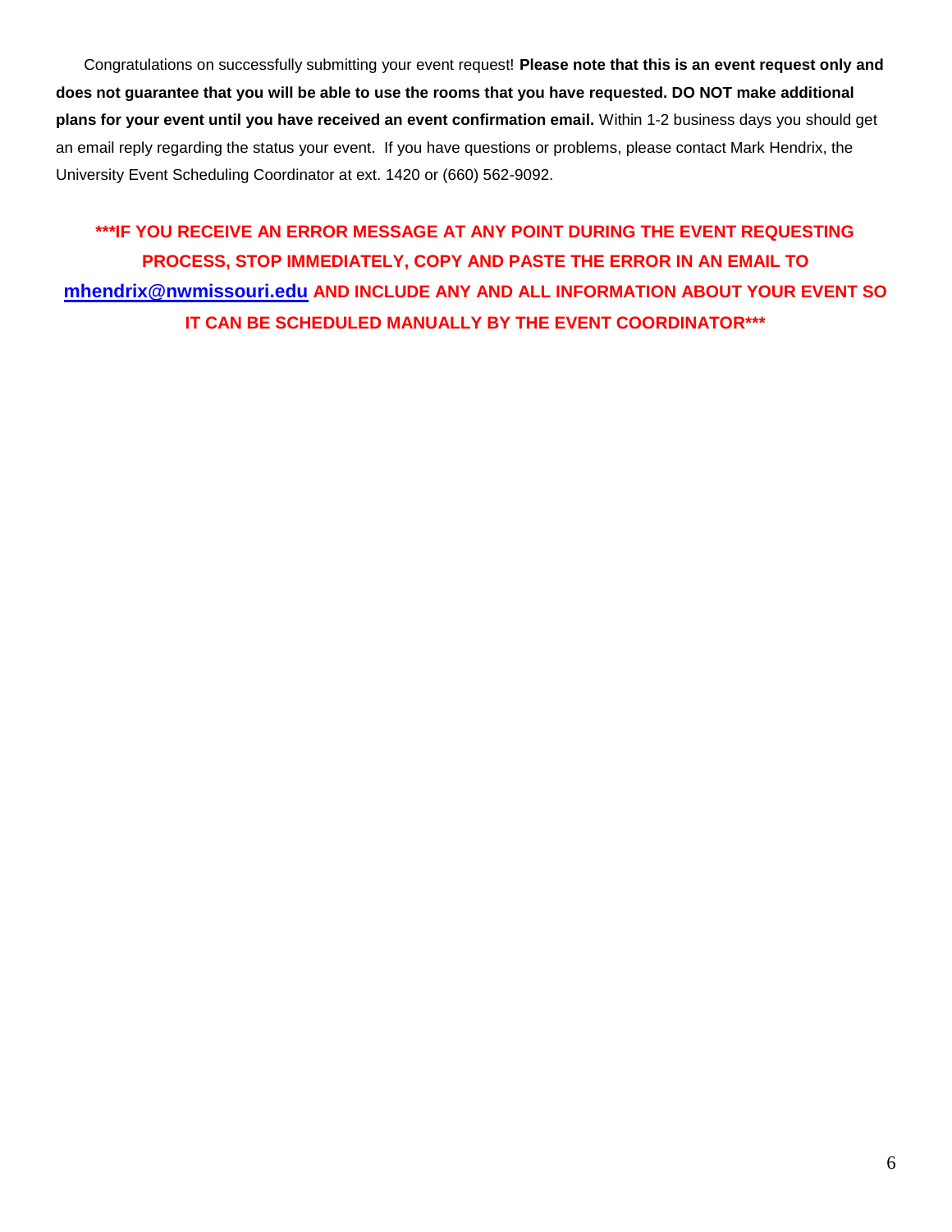Congratulations on successfully submitting your event request! **Please note that this is an event request only and does not guarantee that you will be able to use the rooms that you have requested. DO NOT make additional plans for your event until you have received an event confirmation email.** Within 1-2 business days you should get an email reply regarding the status your event. If you have questions or problems, please contact Mark Hendrix, the University Event Scheduling Coordinator at ext. 1420 or (660) 562-9092.

**\*\*\*IF YOU RECEIVE AN ERROR MESSAGE AT ANY POINT DURING THE EVENT REQUESTING PROCESS, STOP IMMEDIATELY, COPY AND PASTE THE ERROR IN AN EMAIL TO [mhendrix@nwmissouri.edu](mailto:mhendrix@nwmissouri.edu) AND INCLUDE ANY AND ALL INFORMATION ABOUT YOUR EVENT SO IT CAN BE SCHEDULED MANUALLY BY THE EVENT COORDINATOR\*\*\***